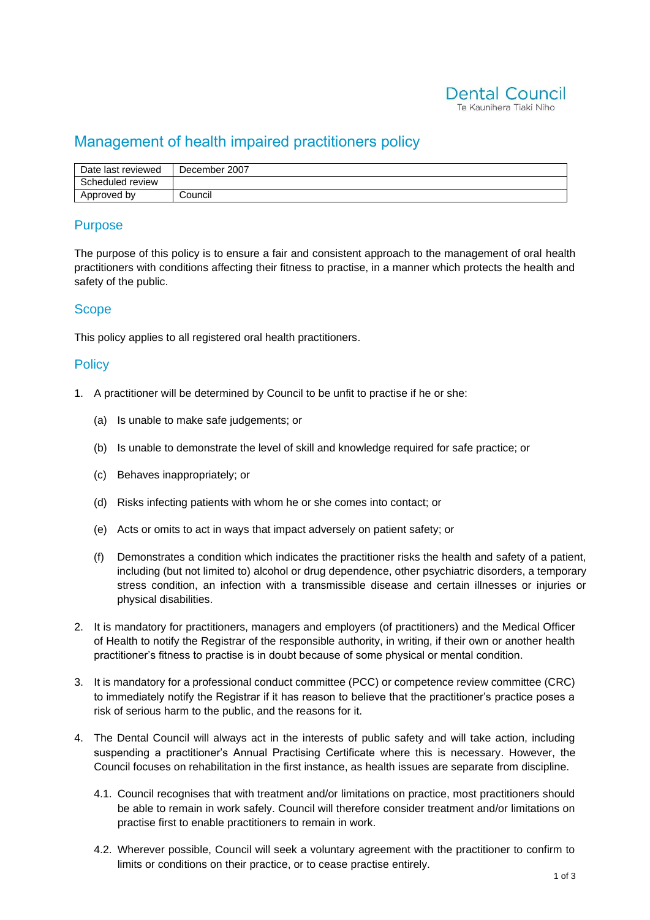Dental Council
Te Kaunihera Tiaki Niho

# Management of health impaired practitioners policy

| Date last reviewed | December 2007 |
| --- | --- |
| Scheduled review | |
| Approved by | Council |

## Purpose

The purpose of this policy is to ensure a fair and consistent approach to the management of oral health practitioners with conditions affecting their fitness to practise, in a manner which protects the health and safety of the public.

## Scope

This policy applies to all registered oral health practitioners.

## Policy

1. A practitioner will be determined by Council to be unfit to practise if he or she:

   (a) Is unable to make safe judgements; or

   (b) Is unable to demonstrate the level of skill and knowledge required for safe practice; or

   (c) Behaves inappropriately; or

   (d) Risks infecting patients with whom he or she comes into contact; or

   (e) Acts or omits to act in ways that impact adversely on patient safety; or

   (f) Demonstrates a condition which indicates the practitioner risks the health and safety of a patient, including (but not limited to) alcohol or drug dependence, other psychiatric disorders, a temporary stress condition, an infection with a transmissible disease and certain illnesses or injuries or physical disabilities.

2. It is mandatory for practitioners, managers and employers (of practitioners) and the Medical Officer of Health to notify the Registrar of the responsible authority, in writing, if their own or another health practitioner's fitness to practise is in doubt because of some physical or mental condition.

3. It is mandatory for a professional conduct committee (PCC) or competence review committee (CRC) to immediately notify the Registrar if it has reason to believe that the practitioner's practice poses a risk of serious harm to the public, and the reasons for it.

4. The Dental Council will always act in the interests of public safety and will take action, including suspending a practitioner's Annual Practising Certificate where this is necessary. However, the Council focuses on rehabilitation in the first instance, as health issues are separate from discipline.

   4.1. Council recognises that with treatment and/or limitations on practice, most practitioners should be able to remain in work safely. Council will therefore consider treatment and/or limitations on practise first to enable practitioners to remain in work.

   4.2. Wherever possible, Council will seek a voluntary agreement with the practitioner to confirm to limits or conditions on their practice, or to cease practise entirely.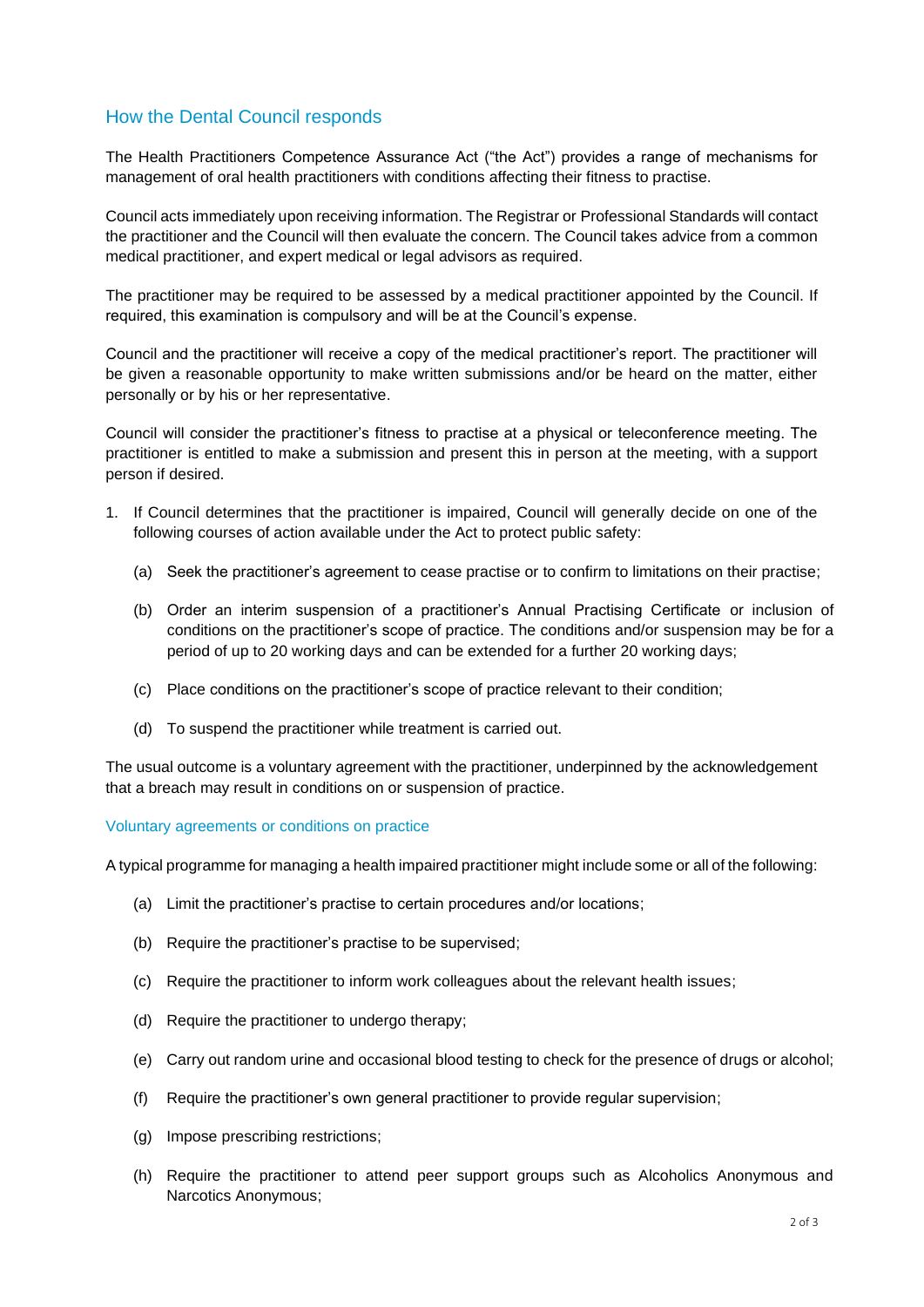## How the Dental Council responds

The Health Practitioners Competence Assurance Act ("the Act") provides a range of mechanisms for management of oral health practitioners with conditions affecting their fitness to practise.

Council acts immediately upon receiving information. The Registrar or Professional Standards will contact the practitioner and the Council will then evaluate the concern. The Council takes advice from a common medical practitioner, and expert medical or legal advisors as required.

The practitioner may be required to be assessed by a medical practitioner appointed by the Council. If required, this examination is compulsory and will be at the Council's expense.

Council and the practitioner will receive a copy of the medical practitioner's report. The practitioner will be given a reasonable opportunity to make written submissions and/or be heard on the matter, either personally or by his or her representative.

Council will consider the practitioner's fitness to practise at a physical or teleconference meeting. The practitioner is entitled to make a submission and present this in person at the meeting, with a support person if desired.

1. If Council determines that the practitioner is impaired, Council will generally decide on one of the following courses of action available under the Act to protect public safety:

   (a) Seek the practitioner's agreement to cease practise or to confirm to limitations on their practise;

   (b) Order an interim suspension of a practitioner's Annual Practising Certificate or inclusion of conditions on the practitioner's scope of practice. The conditions and/or suspension may be for a period of up to 20 working days and can be extended for a further 20 working days;

   (c) Place conditions on the practitioner's scope of practice relevant to their condition;

   (d) To suspend the practitioner while treatment is carried out.

The usual outcome is a voluntary agreement with the practitioner, underpinned by the acknowledgement that a breach may result in conditions on or suspension of practice.

### Voluntary agreements or conditions on practice

A typical programme for managing a health impaired practitioner might include some or all of the following:

(a) Limit the practitioner's practise to certain procedures and/or locations;

(b) Require the practitioner's practise to be supervised;

(c) Require the practitioner to inform work colleagues about the relevant health issues;

(d) Require the practitioner to undergo therapy;

(e) Carry out random urine and occasional blood testing to check for the presence of drugs or alcohol;

(f) Require the practitioner's own general practitioner to provide regular supervision;

(g) Impose prescribing restrictions;

(h) Require the practitioner to attend peer support groups such as Alcoholics Anonymous and Narcotics Anonymous;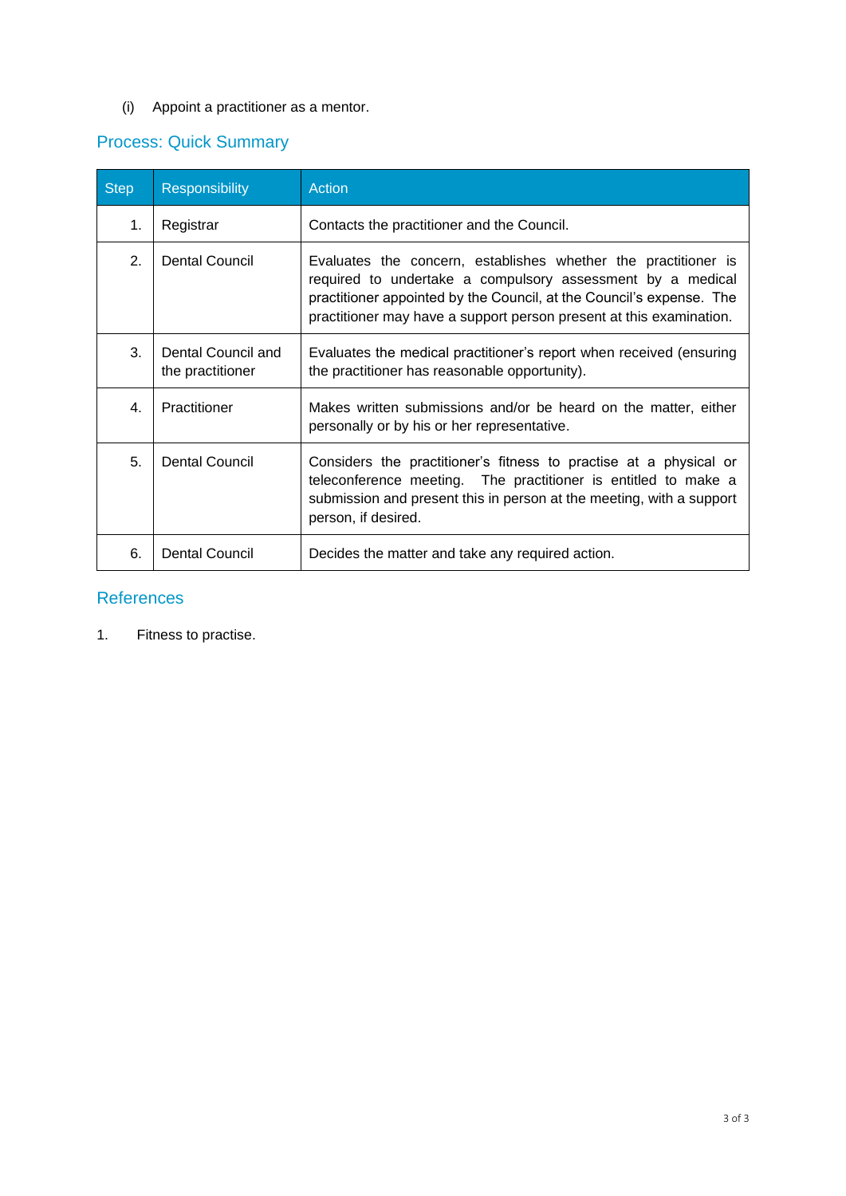(i) Appoint a practitioner as a mentor.

## Process: Quick Summary

| Step | Responsibility | Action |
|---|---|---|
| 1. | Registrar | Contacts the practitioner and the Council. |
| 2. | Dental Council | Evaluates the concern, establishes whether the practitioner is required to undertake a compulsory assessment by a medical practitioner appointed by the Council, at the Council's expense. The practitioner may have a support person present at this examination. |
| 3. | Dental Council and the practitioner | Evaluates the medical practitioner's report when received (ensuring the practitioner has reasonable opportunity). |
| 4. | Practitioner | Makes written submissions and/or be heard on the matter, either personally or by his or her representative. |
| 5. | Dental Council | Considers the practitioner's fitness to practise at a physical or teleconference meeting. The practitioner is entitled to make a submission and present this in person at the meeting, with a support person, if desired. |
| 6. | Dental Council | Decides the matter and take any required action. |

## References

1. Fitness to practise.